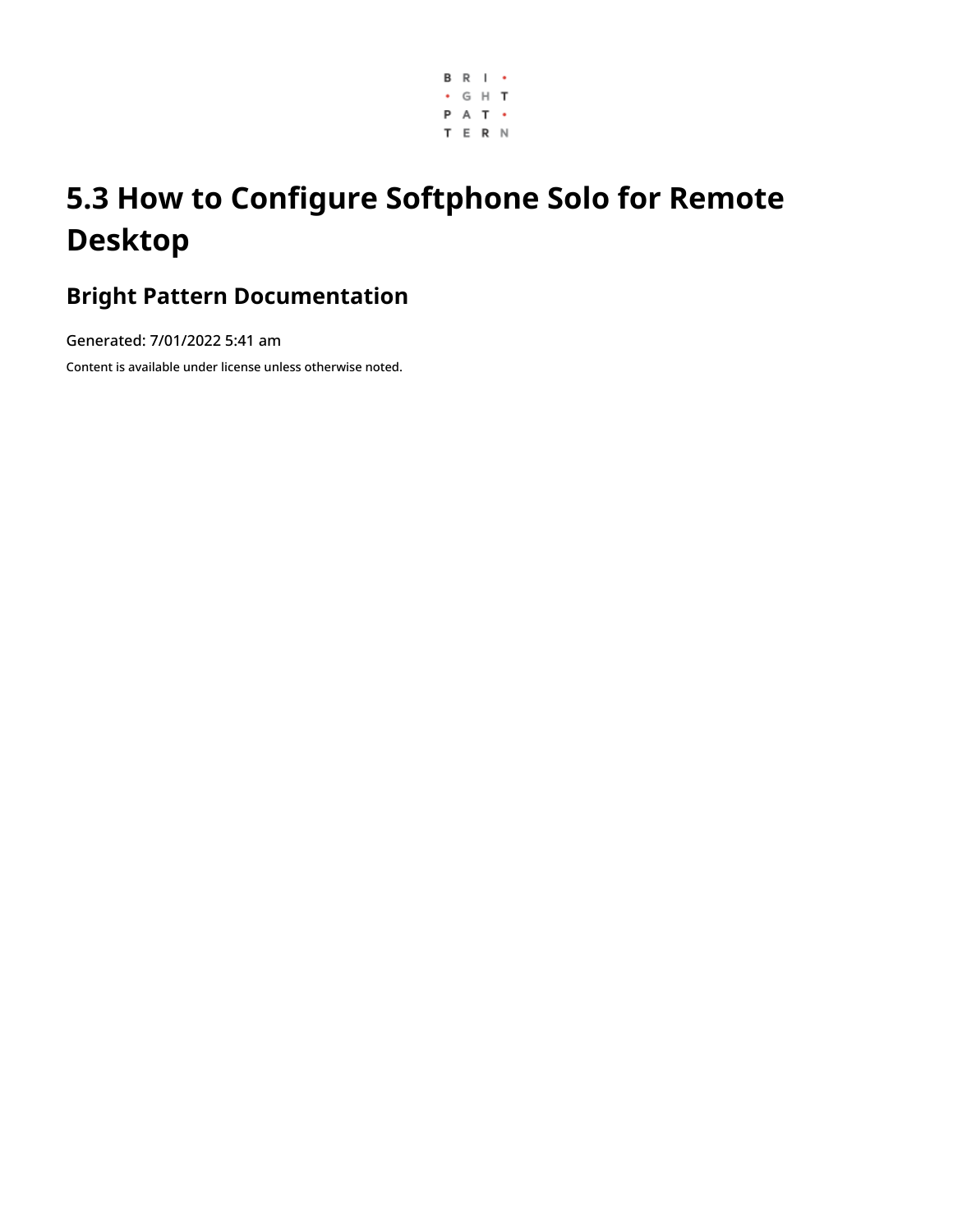# 5.3 How to Configure Softphone Solo for Remote Desktop

## Bright Pattern Documentation

Generated: 7/01/2022 5:41 am

Content is available under license unless otherwise noted.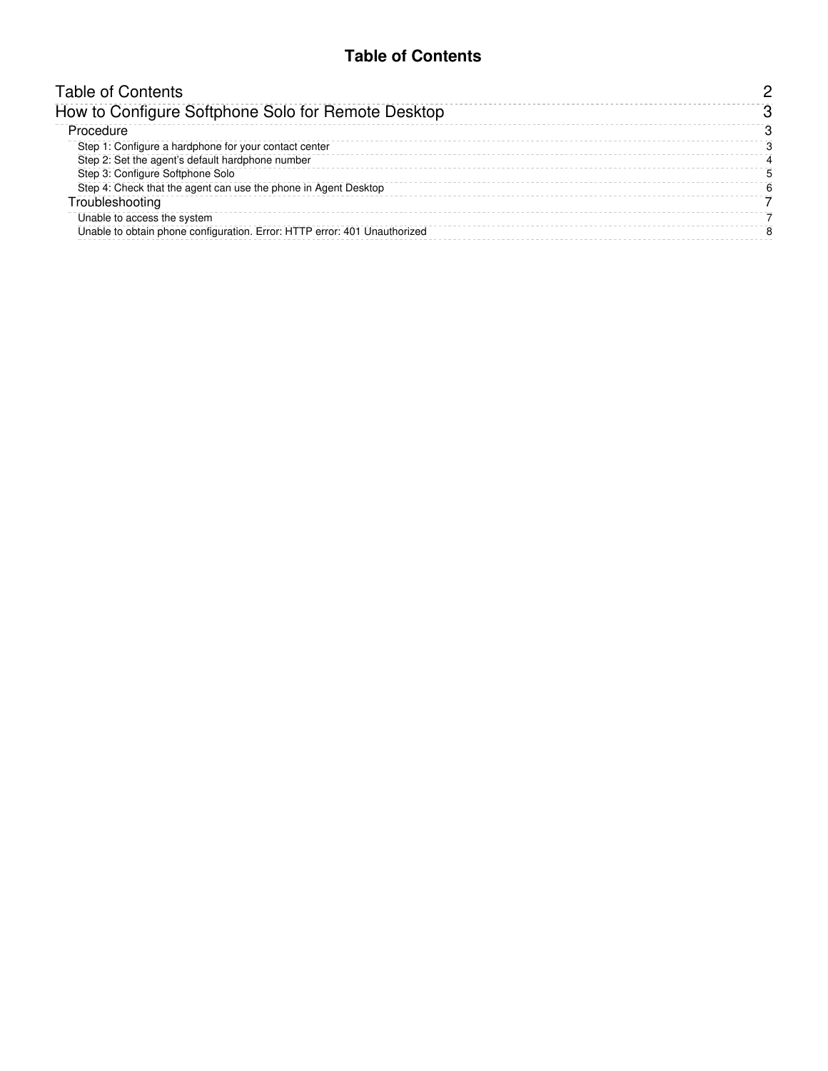# Table of Contents

- Table of Contents — 2
- How to Configure Softphone Solo for Remote Desktop — 3
  - Procedure — 3
    - Step 1: Configure a hardphone for your contact center — 3
    - Step 2: Set the agent's default hardphone number — 4
    - Step 3: Configure Softphone Solo — 5
    - Step 4: Check that the agent can use the phone in Agent Desktop — 6
  - Troubleshooting — 7
    - Unable to access the system — 7
    - Unable to obtain phone configuration. Error: HTTP error: 401 Unauthorized — 8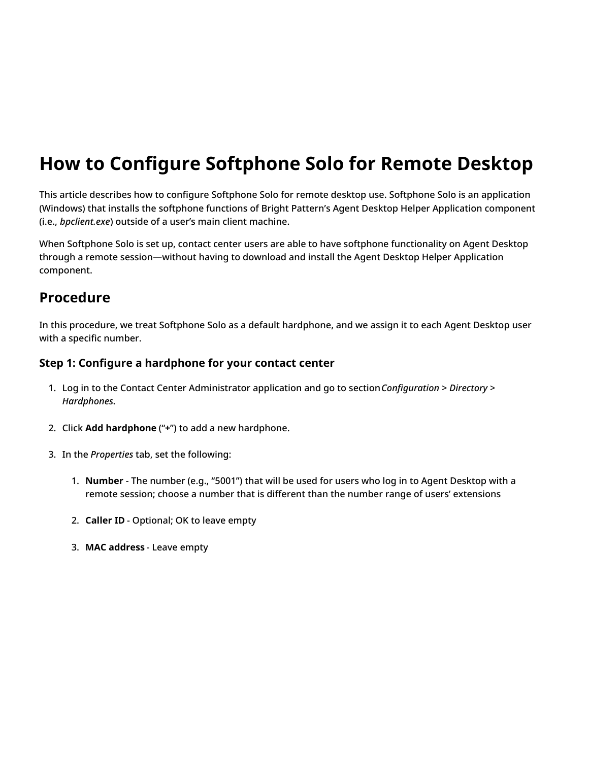# How to Configure Softphone Solo for Remote Desktop

This article describes how to configure Softphone Solo for remote desktop use. Softphone Solo is an application (Windows) that installs the softphone functions of Bright Pattern's Agent Desktop Helper Application component (i.e., *bpclient.exe*) outside of a user's main client machine.

When Softphone Solo is set up, contact center users are able to have softphone functionality on Agent Desktop through a remote session—without having to download and install the Agent Desktop Helper Application component.

## Procedure

In this procedure, we treat Softphone Solo as a default hardphone, and we assign it to each Agent Desktop user with a specific number.

### Step 1: Configure a hardphone for your contact center

1. Log in to the Contact Center Administrator application and go to section *Configuration* > *Directory* > *Hardphones*.

2. Click **Add hardphone** ("**+**") to add a new hardphone.

3. In the *Properties* tab, set the following:

   1. **Number** - The number (e.g., "5001") that will be used for users who log in to Agent Desktop with a remote session; choose a number that is different than the number range of users' extensions

   2. **Caller ID** - Optional; OK to leave empty

   3. **MAC address** - Leave empty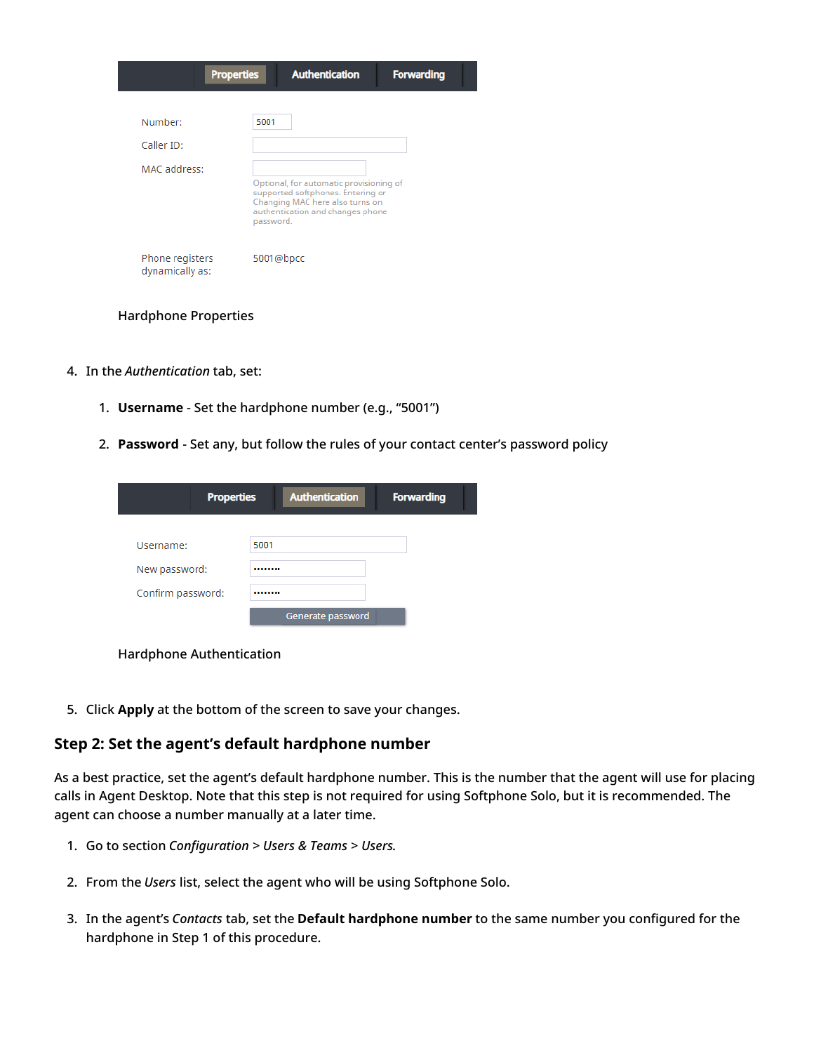| Properties | Authentication | Forwarding |
|---|---|---|

Number: 5001

Caller ID:

MAC address:

Optional, for automatic provisioning of supported softphones. Entering or Changing MAC here also turns on authentication and changes phone password.

Phone registers dynamically as: 5001@bpcc

Hardphone Properties

4. In the *Authentication* tab, set:

    1. **Username** - Set the hardphone number (e.g., “5001”)

    2. **Password** - Set any, but follow the rules of your contact center’s password policy

| Properties | Authentication | Forwarding |
|---|---|---|

Username: 5001

New password: ••••••••

Confirm password: ••••••••

Generate password

Hardphone Authentication

5. Click **Apply** at the bottom of the screen to save your changes.

## Step 2: Set the agent’s default hardphone number

As a best practice, set the agent’s default hardphone number. This is the number that the agent will use for placing calls in Agent Desktop. Note that this step is not required for using Softphone Solo, but it is recommended. The agent can choose a number manually at a later time.

1. Go to section *Configuration* > *Users & Teams* > *Users.*

2. From the *Users* list, select the agent who will be using Softphone Solo.

3. In the agent’s *Contacts* tab, set the **Default hardphone number** to the same number you configured for the hardphone in Step 1 of this procedure.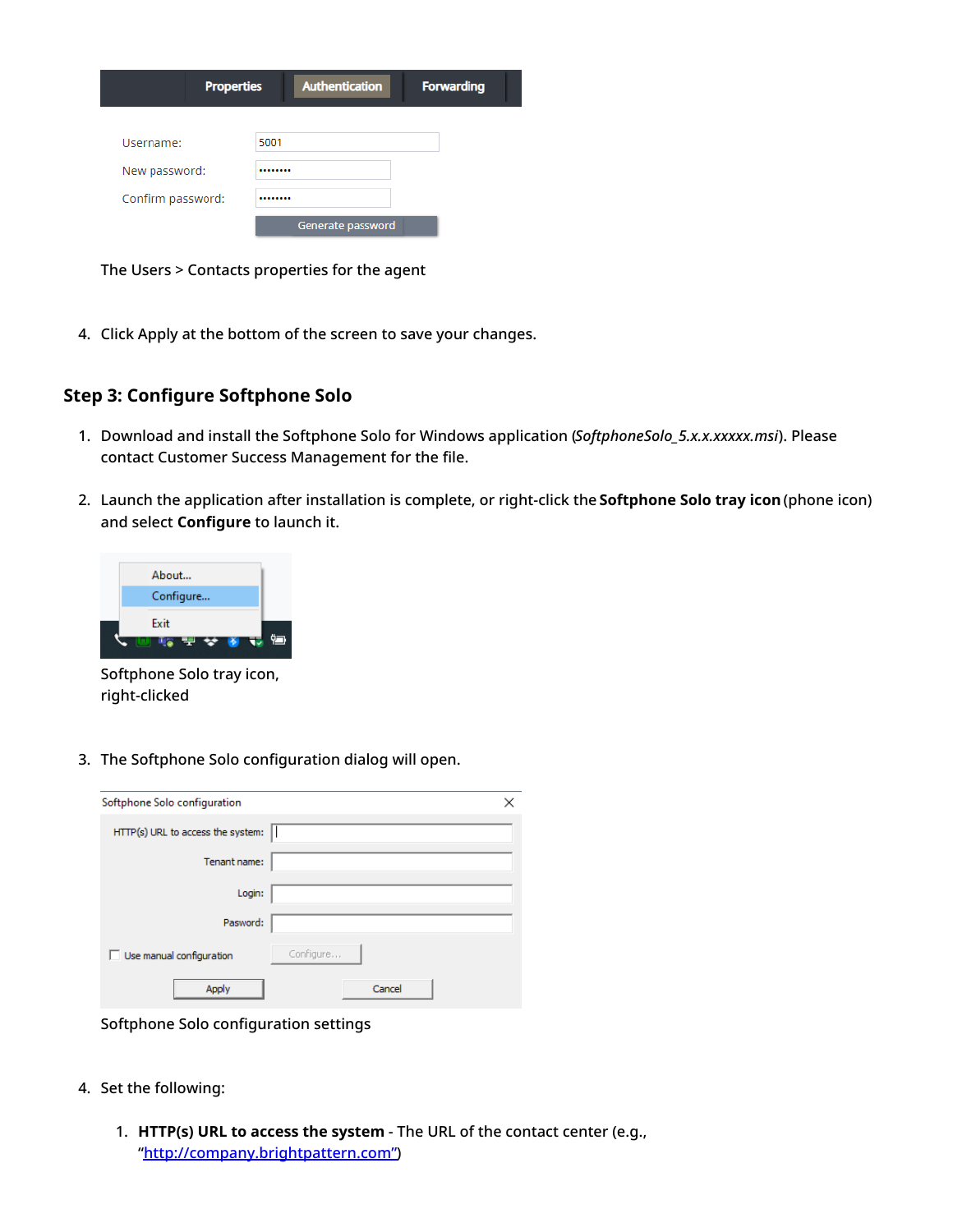The Users > Contacts properties for the agent

4. Click Apply at the bottom of the screen to save your changes.

## Step 3: Configure Softphone Solo

1. Download and install the Softphone Solo for Windows application (*SoftphoneSolo_5.x.x.xxxxx.msi*). Please contact Customer Success Management for the file.

2. Launch the application after installation is complete, or right-click the **Softphone Solo tray icon** (phone icon) and select **Configure** to launch it.

Softphone Solo tray icon, right-clicked

3. The Softphone Solo configuration dialog will open.

Softphone Solo configuration settings

4. Set the following:

   1. **HTTP(s) URL to access the system** - The URL of the contact center (e.g., "http://company.brightpattern.com")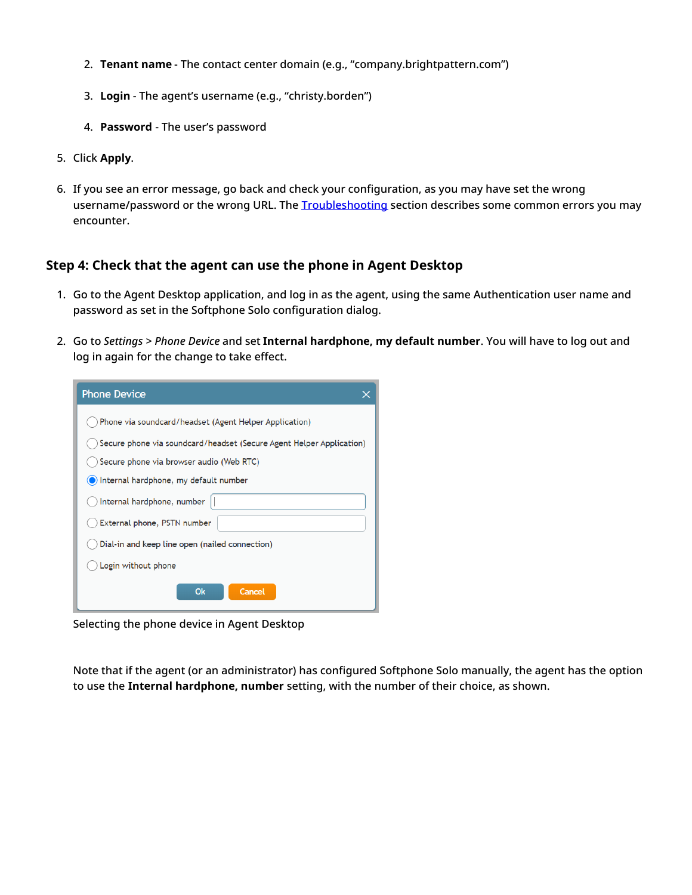2. **Tenant name** - The contact center domain (e.g., “company.brightpattern.com”)

3. **Login** - The agent’s username (e.g., “christy.borden”)

4. **Password** - The user’s password

5. Click **Apply**.

6. If you see an error message, go back and check your configuration, as you may have set the wrong username/password or the wrong URL. The Troubleshooting section describes some common errors you may encounter.

### Step 4: Check that the agent can use the phone in Agent Desktop

1. Go to the Agent Desktop application, and log in as the agent, using the same Authentication user name and password as set in the Softphone Solo configuration dialog.

2. Go to *Settings* > *Phone Device* and set **Internal hardphone, my default number**. You will have to log out and log in again for the change to take effect.

Selecting the phone device in Agent Desktop

Note that if the agent (or an administrator) has configured Softphone Solo manually, the agent has the option to use the **Internal hardphone, number** setting, with the number of their choice, as shown.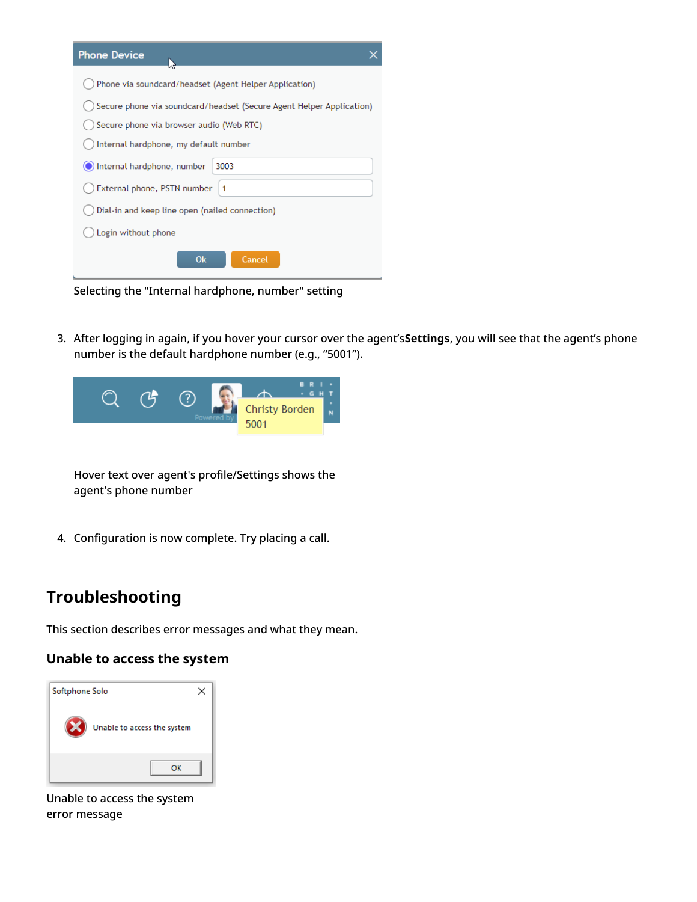Selecting the "Internal hardphone, number" setting

3. After logging in again, if you hover your cursor over the agent's**Settings**, you will see that the agent's phone number is the default hardphone number (e.g., "5001").

Hover text over agent's profile/Settings shows the agent's phone number

4. Configuration is now complete. Try placing a call.

## Troubleshooting

This section describes error messages and what they mean.

### Unable to access the system

Unable to access the system error message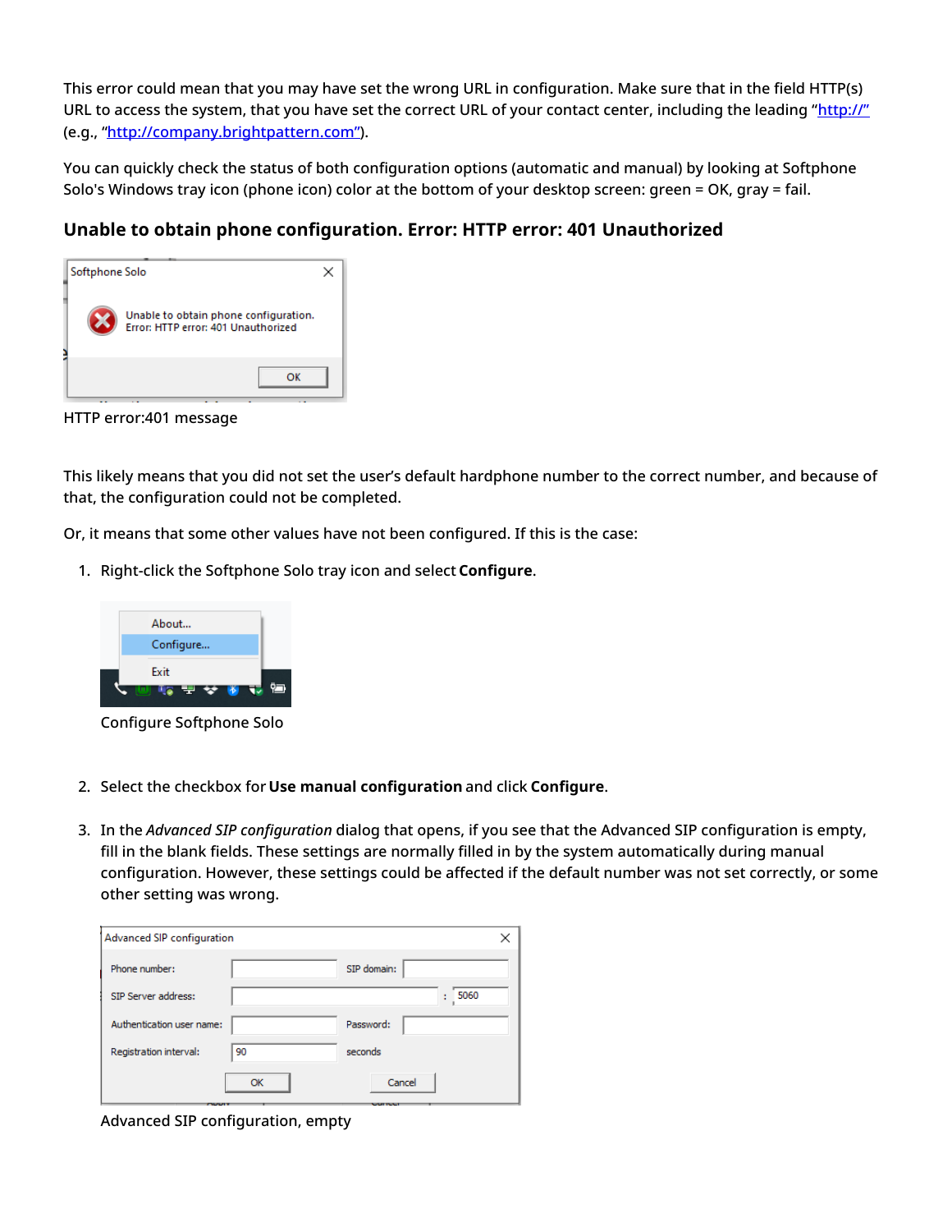This error could mean that you may have set the wrong URL in configuration. Make sure that in the field HTTP(s) URL to access the system, that you have set the correct URL of your contact center, including the leading "http://" (e.g., "http://company.brightpattern.com").

You can quickly check the status of both configuration options (automatic and manual) by looking at Softphone Solo's Windows tray icon (phone icon) color at the bottom of your desktop screen: green = OK, gray = fail.

### Unable to obtain phone configuration. Error: HTTP error: 401 Unauthorized

HTTP error:401 message

This likely means that you did not set the user's default hardphone number to the correct number, and because of that, the configuration could not be completed.

Or, it means that some other values have not been configured. If this is the case:

1. Right-click the Softphone Solo tray icon and select **Configure**.

   Configure Softphone Solo

2. Select the checkbox for **Use manual configuration** and click **Configure**.

3. In the *Advanced SIP configuration* dialog that opens, if you see that the Advanced SIP configuration is empty, fill in the blank fields. These settings are normally filled in by the system automatically during manual configuration. However, these settings could be affected if the default number was not set correctly, or some other setting was wrong.

   Advanced SIP configuration, empty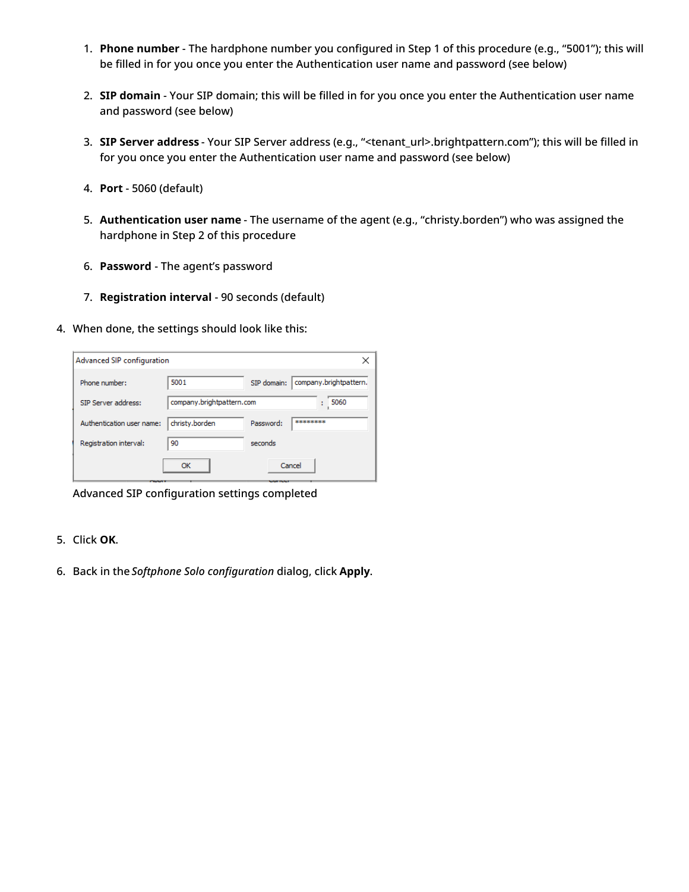1. **Phone number** - The hardphone number you configured in Step 1 of this procedure (e.g., “5001”); this will be filled in for you once you enter the Authentication user name and password (see below)

2. **SIP domain** - Your SIP domain; this will be filled in for you once you enter the Authentication user name and password (see below)

3. **SIP Server address** - Your SIP Server address (e.g., “<tenant_url>.brightpattern.com”); this will be filled in for you once you enter the Authentication user name and password (see below)

4. **Port** - 5060 (default)

5. **Authentication user name** - The username of the agent (e.g., “christy.borden”) who was assigned the hardphone in Step 2 of this procedure

6. **Password** - The agent’s password

7. **Registration interval** - 90 seconds (default)

4. When done, the settings should look like this:

   Advanced SIP configuration settings completed

5. Click **OK**.

6. Back in the *Softphone Solo configuration* dialog, click **Apply**.